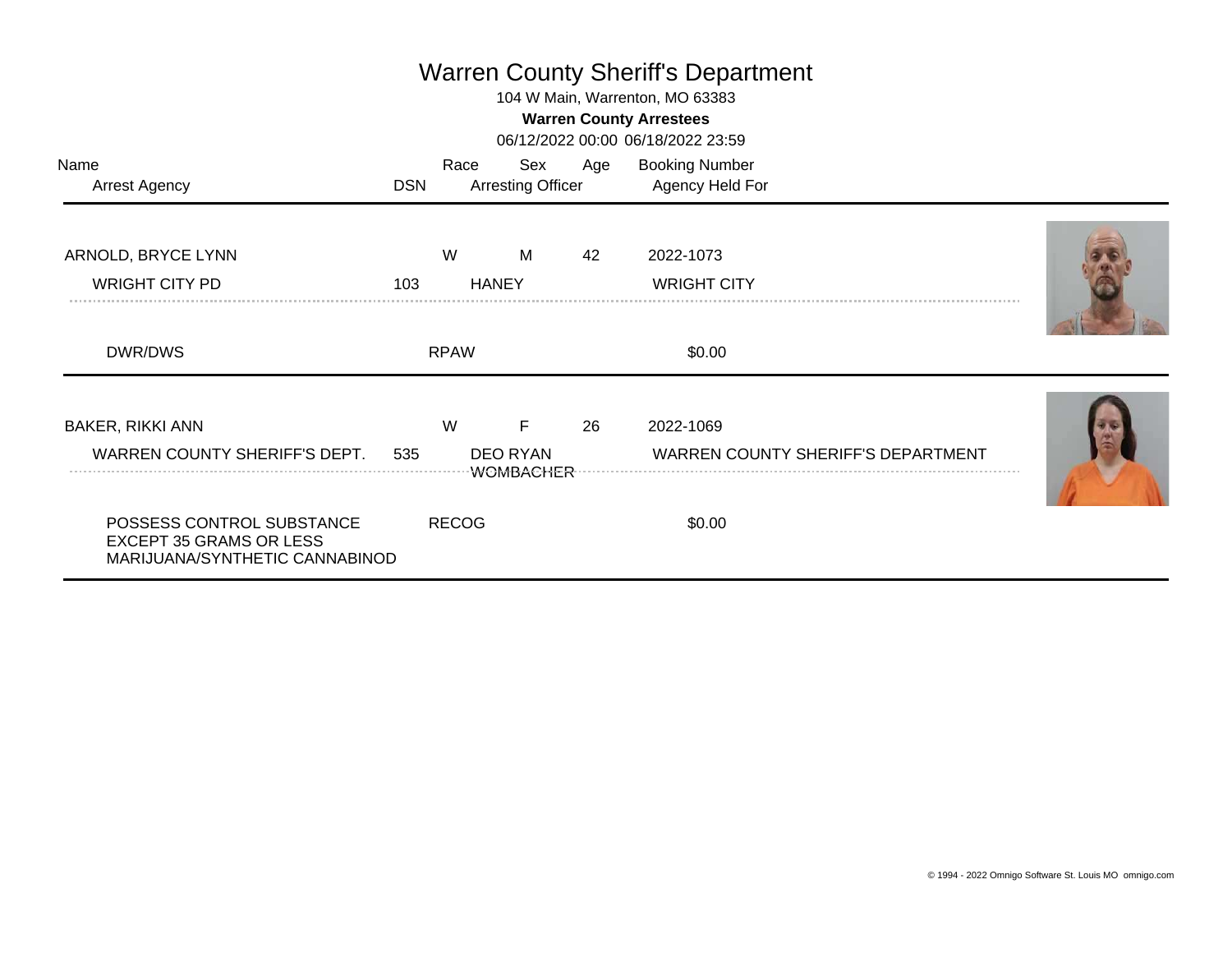# Warren County Sheriff's Department

104 W Main, Warrenton, MO 63383

**Warren County Arrestees**

06/12/2022 00:00 06/18/2022 23:59

| Name / Arrest Agency | DSN | Race | Sex | Age | Arresting Officer | Booking Number / Agency Held For |
|---|---|---|---|---|---|---|
| ARNOLD, BRYCE LYNN | | W | M | 42 | | 2022-1073 |
| WRIGHT CITY PD | 103 | | | | HANEY | WRIGHT CITY |
| DWR/DWS | | RPAW | | | | $0.00 |
| BAKER, RIKKI ANN | | W | F | 26 | | 2022-1069 |
| WARREN COUNTY SHERIFF'S DEPT. | 535 | | | | DEO RYAN WOMBACHER | WARREN COUNTY SHERIFF'S DEPARTMENT |
| POSSESS CONTROL SUBSTANCE EXCEPT 35 GRAMS OR LESS MARIJUANA/SYNTHETIC CANNABINOD | | RECOG | | | | $0.00 |

© 1994 - 2022 Omnigo Software St. Louis MO omnigo.com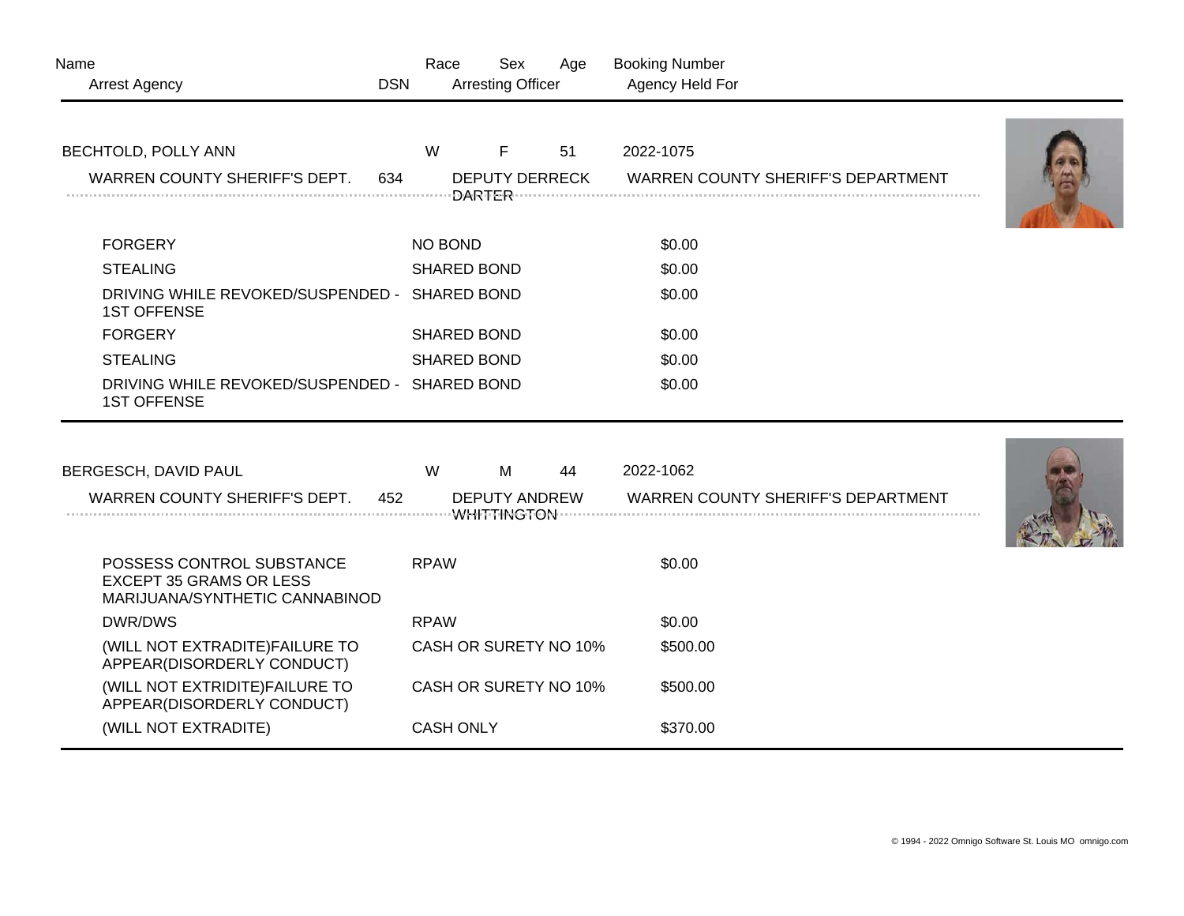| Name | | Race | Sex | Age | Booking Number |
|---|---|---|---|---|---|
| Arrest Agency | DSN | Arresting Officer | | | Agency Held For |

| BECHTOLD, POLLY ANN | | W | F | 51 | 2022-1075 |
|---|---|---|---|---|---|
| WARREN COUNTY SHERIFF'S DEPT. | 634 | DEPUTY DERRECK DARTER | | | WARREN COUNTY SHERIFF'S DEPARTMENT |

| Charge | Bond Type | Amount |
|---|---|---|
| FORGERY | NO BOND | $0.00 |
| STEALING | SHARED BOND | $0.00 |
| DRIVING WHILE REVOKED/SUSPENDED - 1ST OFFENSE | SHARED BOND | $0.00 |
| FORGERY | SHARED BOND | $0.00 |
| STEALING | SHARED BOND | $0.00 |
| DRIVING WHILE REVOKED/SUSPENDED - 1ST OFFENSE | SHARED BOND | $0.00 |

| BERGESCH, DAVID PAUL | | W | M | 44 | 2022-1062 |
|---|---|---|---|---|---|
| WARREN COUNTY SHERIFF'S DEPT. | 452 | DEPUTY ANDREW WHITTINGTON | | | WARREN COUNTY SHERIFF'S DEPARTMENT |

| Charge | Bond Type | Amount |
|---|---|---|
| POSSESS CONTROL SUBSTANCE EXCEPT 35 GRAMS OR LESS MARIJUANA/SYNTHETIC CANNABINOD | RPAW | $0.00 |
| DWR/DWS | RPAW | $0.00 |
| (WILL NOT EXTRADITE)FAILURE TO APPEAR(DISORDERLY CONDUCT) | CASH OR SURETY NO 10% | $500.00 |
| (WILL NOT EXTRIDITE)FAILURE TO APPEAR(DISORDERLY CONDUCT) | CASH OR SURETY NO 10% | $500.00 |
| (WILL NOT EXTRADITE) | CASH ONLY | $370.00 |

© 1994 - 2022 Omnigo Software St. Louis MO omnigo.com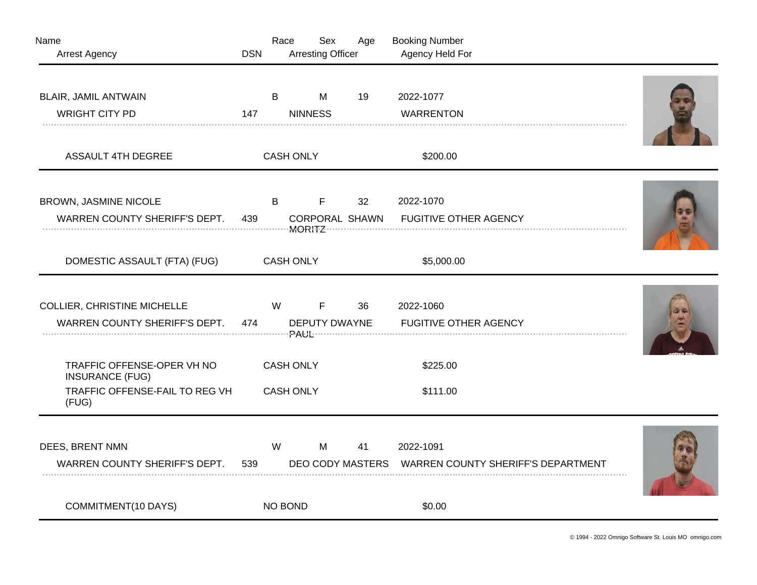| Name | Race | Sex | Age | Booking Number |
|---|---|---|---|---|
| Arrest Agency | DSN | Arresting Officer | | Agency Held For |

| | | | | |
|---|---|---|---|---|
| BLAIR, JAMIL ANTWAIN | B | M | 19 | 2022-1077 |
| WRIGHT CITY PD | 147 | NINNESS | | WARRENTON |
| ASSAULT 4TH DEGREE | CASH ONLY | | | $200.00 |

| | | | | |
|---|---|---|---|---|
| BROWN, JASMINE NICOLE | B | F | 32 | 2022-1070 |
| WARREN COUNTY SHERIFF'S DEPT. | 439 | CORPORAL SHAWN MORITZ | | FUGITIVE OTHER AGENCY |
| DOMESTIC ASSAULT (FTA) (FUG) | CASH ONLY | | | $5,000.00 |

| | | | | |
|---|---|---|---|---|
| COLLIER, CHRISTINE MICHELLE | W | F | 36 | 2022-1060 |
| WARREN COUNTY SHERIFF'S DEPT. | 474 | DEPUTY DWAYNE PAUL | | FUGITIVE OTHER AGENCY |
| TRAFFIC OFFENSE-OPER VH NO INSURANCE (FUG) | CASH ONLY | | | $225.00 |
| TRAFFIC OFFENSE-FAIL TO REG VH (FUG) | CASH ONLY | | | $111.00 |

| | | | | |
|---|---|---|---|---|
| DEES, BRENT NMN | W | M | 41 | 2022-1091 |
| WARREN COUNTY SHERIFF'S DEPT. | 539 | DEO CODY MASTERS | | WARREN COUNTY SHERIFF'S DEPARTMENT |
| COMMITMENT(10 DAYS) | NO BOND | | | $0.00 |

© 1994 - 2022 Omnigo Software St. Louis MO omnigo.com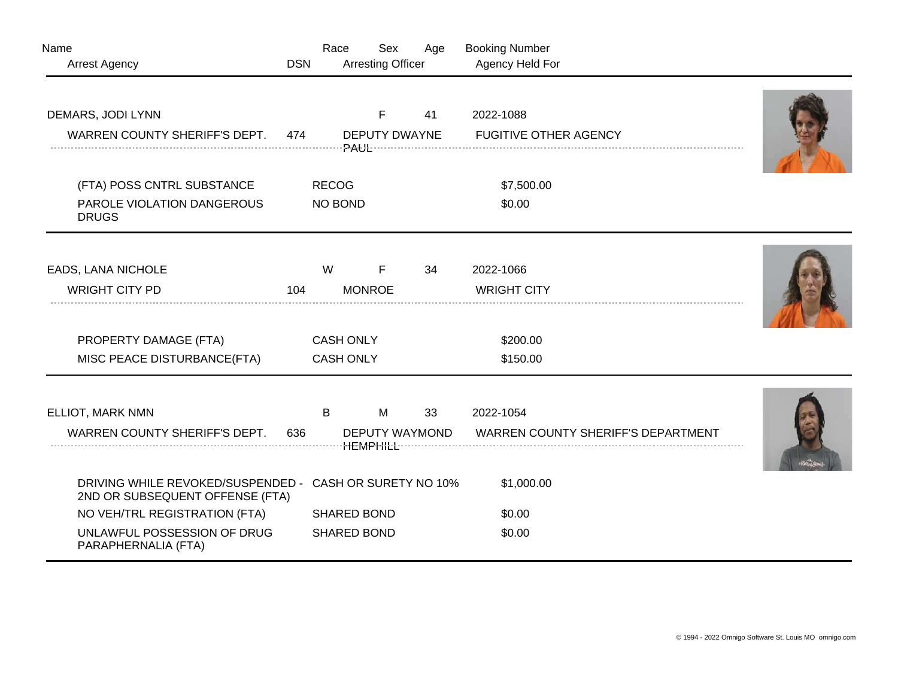| Name | Race | Sex | Age | Booking Number |
|---|---|---|---|---|
| Arrest Agency | DSN | Arresting Officer | | Agency Held For |

| DEMARS, JODI LYNN | | F | 41 | 2022-1088 |
|---|---|---|---|---|
| WARREN COUNTY SHERIFF'S DEPT. | 474 | DEPUTY DWAYNE PAUL | | FUGITIVE OTHER AGENCY |

| Charge | Bond Type | Amount |
|---|---|---|
| (FTA) POSS CNTRL SUBSTANCE | RECOG | $7,500.00 |
| PAROLE VIOLATION DANGEROUS DRUGS | NO BOND | $0.00 |

| EADS, LANA NICHOLE | W | F | 34 | 2022-1066 |
|---|---|---|---|---|
| WRIGHT CITY PD | 104 | MONROE | | WRIGHT CITY |

| Charge | Bond Type | Amount |
|---|---|---|
| PROPERTY DAMAGE (FTA) | CASH ONLY | $200.00 |
| MISC PEACE DISTURBANCE(FTA) | CASH ONLY | $150.00 |

| ELLIOT, MARK NMN | B | M | 33 | 2022-1054 |
|---|---|---|---|---|
| WARREN COUNTY SHERIFF'S DEPT. | 636 | DEPUTY WAYMOND HEMPHILL | | WARREN COUNTY SHERIFF'S DEPARTMENT |

| Charge | Bond Type | Amount |
|---|---|---|
| DRIVING WHILE REVOKED/SUSPENDED - 2ND OR SUBSEQUENT OFFENSE (FTA) | CASH OR SURETY NO 10% | $1,000.00 |
| NO VEH/TRL REGISTRATION (FTA) | SHARED BOND | $0.00 |
| UNLAWFUL POSSESSION OF DRUG PARAPHERNALIA (FTA) | SHARED BOND | $0.00 |

© 1994 - 2022 Omnigo Software St. Louis MO omnigo.com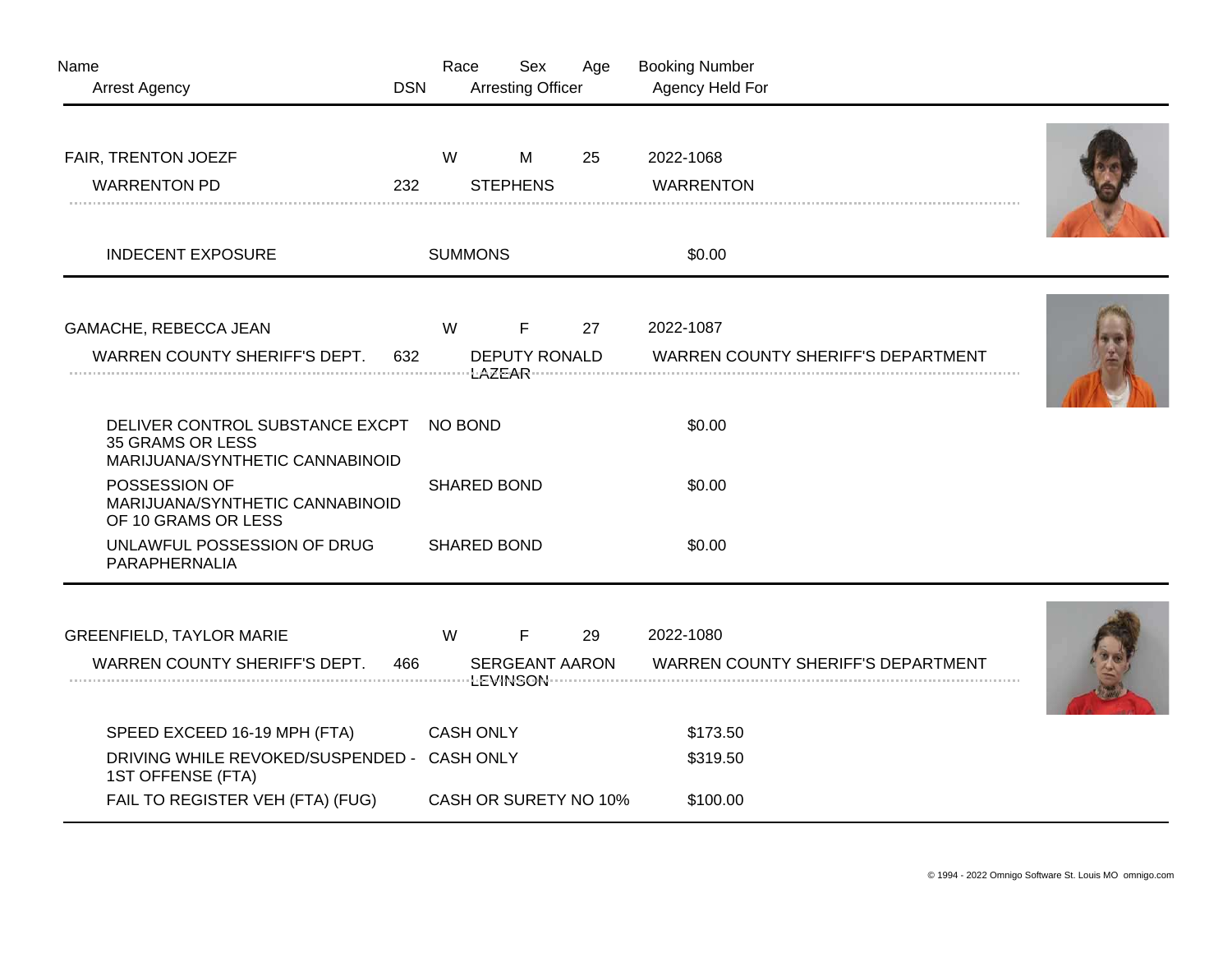| Name | Race | Sex | Age | Booking Number |
|---|---|---|---|---|
| Arrest Agency / DSN | Arresting Officer | | | Agency Held For |

**FAIR, TRENTON JOEZF** | W | M | 25 | 2022-1068

WARRENTON PD | 232 | STEPHENS | WARRENTON

| Charge | Bond Type | Amount |
|---|---|---|
| INDECENT EXPOSURE | SUMMONS | $0.00 |

---

**GAMACHE, REBECCA JEAN** | W | F | 27 | 2022-1087

WARREN COUNTY SHERIFF'S DEPT. | 632 | DEPUTY RONALD LAZEAR | WARREN COUNTY SHERIFF'S DEPARTMENT

| Charge | Bond Type | Amount |
|---|---|---|
| DELIVER CONTROL SUBSTANCE EXCPT 35 GRAMS OR LESS MARIJUANA/SYNTHETIC CANNABINOID | NO BOND | $0.00 |
| POSSESSION OF MARIJUANA/SYNTHETIC CANNABINOID OF 10 GRAMS OR LESS | SHARED BOND | $0.00 |
| UNLAWFUL POSSESSION OF DRUG PARAPHERNALIA | SHARED BOND | $0.00 |

---

**GREENFIELD, TAYLOR MARIE** | W | F | 29 | 2022-1080

WARREN COUNTY SHERIFF'S DEPT. | 466 | SERGEANT AARON LEVINSON | WARREN COUNTY SHERIFF'S DEPARTMENT

| Charge | Bond Type | Amount |
|---|---|---|
| SPEED EXCEED 16-19 MPH (FTA) | CASH ONLY | $173.50 |
| DRIVING WHILE REVOKED/SUSPENDED - 1ST OFFENSE (FTA) | CASH ONLY | $319.50 |
| FAIL TO REGISTER VEH (FTA) (FUG) | CASH OR SURETY NO 10% | $100.00 |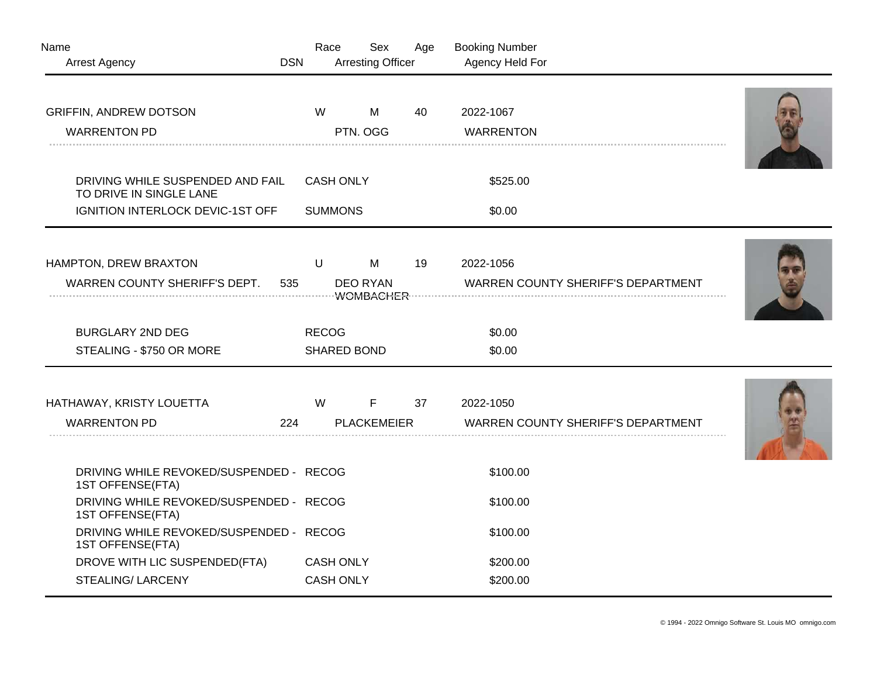| Name | Race | Sex | Age | Booking Number |
|---|---|---|---|---|
| Arrest Agency | DSN | Arresting Officer | | Agency Held For |

| | | | | |
|---|---|---|---|---|
| GRIFFIN, ANDREW DOTSON | W | M | 40 | 2022-1067 |
| WARRENTON PD | | PTN. OGG | | WARRENTON |

| Charge | Bond Type | Amount |
|---|---|---|
| DRIVING WHILE SUSPENDED AND FAIL TO DRIVE IN SINGLE LANE | CASH ONLY | $525.00 |
| IGNITION INTERLOCK DEVIC-1ST OFF | SUMMONS | $0.00 |

| | | | | |
|---|---|---|---|---|
| HAMPTON, DREW BRAXTON | U | M | 19 | 2022-1056 |
| WARREN COUNTY SHERIFF'S DEPT. | 535 | DEO RYAN WOMBACHER | | WARREN COUNTY SHERIFF'S DEPARTMENT |

| Charge | Bond Type | Amount |
|---|---|---|
| BURGLARY 2ND DEG | RECOG | $0.00 |
| STEALING - $750 OR MORE | SHARED BOND | $0.00 |

| | | | | |
|---|---|---|---|---|
| HATHAWAY, KRISTY LOUETTA | W | F | 37 | 2022-1050 |
| WARRENTON PD | 224 | PLACKEMEIER | | WARREN COUNTY SHERIFF'S DEPARTMENT |

| Charge | Bond Type | Amount |
|---|---|---|
| DRIVING WHILE REVOKED/SUSPENDED - 1ST OFFENSE(FTA) | RECOG | $100.00 |
| DRIVING WHILE REVOKED/SUSPENDED - 1ST OFFENSE(FTA) | RECOG | $100.00 |
| DRIVING WHILE REVOKED/SUSPENDED - 1ST OFFENSE(FTA) | RECOG | $100.00 |
| DROVE WITH LIC SUSPENDED(FTA) | CASH ONLY | $200.00 |
| STEALING/ LARCENY | CASH ONLY | $200.00 |

© 1994 - 2022 Omnigo Software St. Louis MO omnigo.com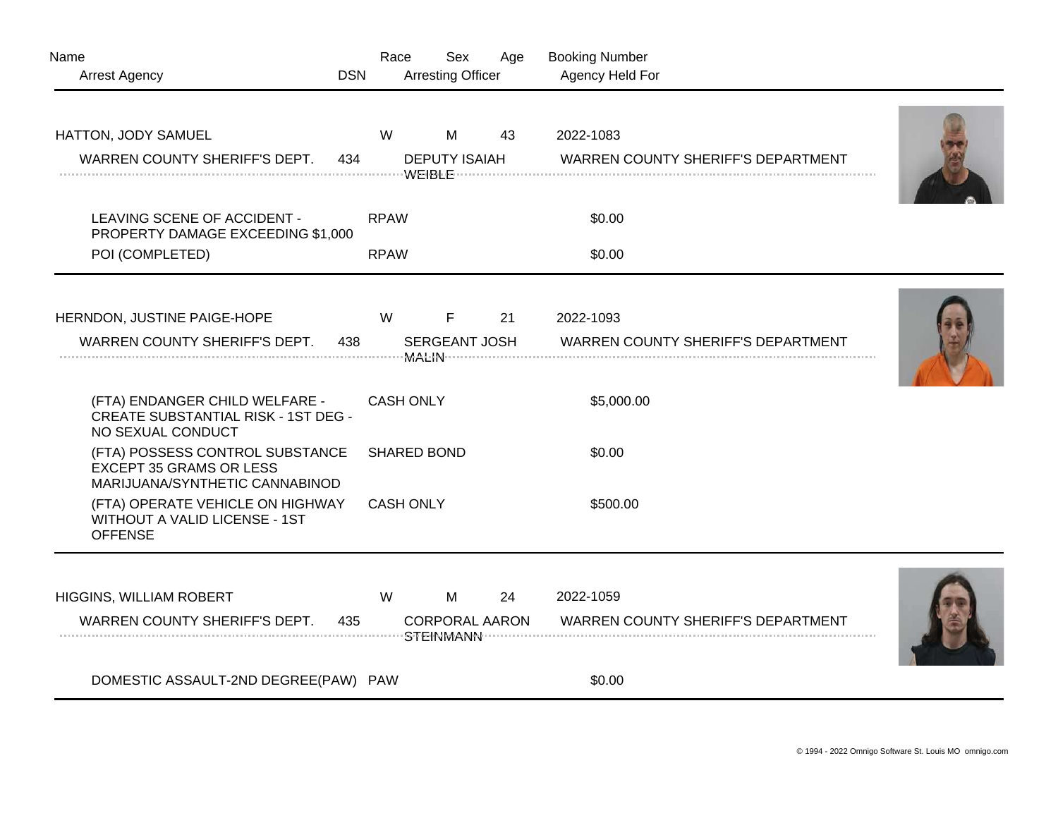| Name | Race | Sex | Age | Booking Number |
|---|---|---|---|---|
| Arrest Agency / DSN | Arresting Officer | | | Agency Held For |

---

| Name | Race | Sex | Age | Booking Number |
|---|---|---|---|---|
| HATTON, JODY SAMUEL | W | M | 43 | 2022-1083 |

| Arrest Agency | DSN | Arresting Officer | Agency Held For |
|---|---|---|---|
| WARREN COUNTY SHERIFF'S DEPT. | 434 | DEPUTY ISAIAH WEIBLE | WARREN COUNTY SHERIFF'S DEPARTMENT |

| Charge | Bond Type | Bond Amount |
|---|---|---|
| LEAVING SCENE OF ACCIDENT - PROPERTY DAMAGE EXCEEDING $1,000 | RPAW | $0.00 |
| POI (COMPLETED) | RPAW | $0.00 |

---

| Name | Race | Sex | Age | Booking Number |
|---|---|---|---|---|
| HERNDON, JUSTINE PAIGE-HOPE | W | F | 21 | 2022-1093 |

| Arrest Agency | DSN | Arresting Officer | Agency Held For |
|---|---|---|---|
| WARREN COUNTY SHERIFF'S DEPT. | 438 | SERGEANT JOSH MALIN | WARREN COUNTY SHERIFF'S DEPARTMENT |

| Charge | Bond Type | Bond Amount |
|---|---|---|
| (FTA) ENDANGER CHILD WELFARE - CREATE SUBSTANTIAL RISK - 1ST DEG - NO SEXUAL CONDUCT | CASH ONLY | $5,000.00 |
| (FTA) POSSESS CONTROL SUBSTANCE EXCEPT 35 GRAMS OR LESS MARIJUANA/SYNTHETIC CANNABINOD | SHARED BOND | $0.00 |
| (FTA) OPERATE VEHICLE ON HIGHWAY WITHOUT A VALID LICENSE - 1ST OFFENSE | CASH ONLY | $500.00 |

---

| Name | Race | Sex | Age | Booking Number |
|---|---|---|---|---|
| HIGGINS, WILLIAM ROBERT | W | M | 24 | 2022-1059 |

| Arrest Agency | DSN | Arresting Officer | Agency Held For |
|---|---|---|---|
| WARREN COUNTY SHERIFF'S DEPT. | 435 | CORPORAL AARON STEINMANN | WARREN COUNTY SHERIFF'S DEPARTMENT |

| Charge | Bond Type | Bond Amount |
|---|---|---|
| DOMESTIC ASSAULT-2ND DEGREE(PAW) | PAW | $0.00 |

© 1994 - 2022 Omnigo Software St. Louis MO omnigo.com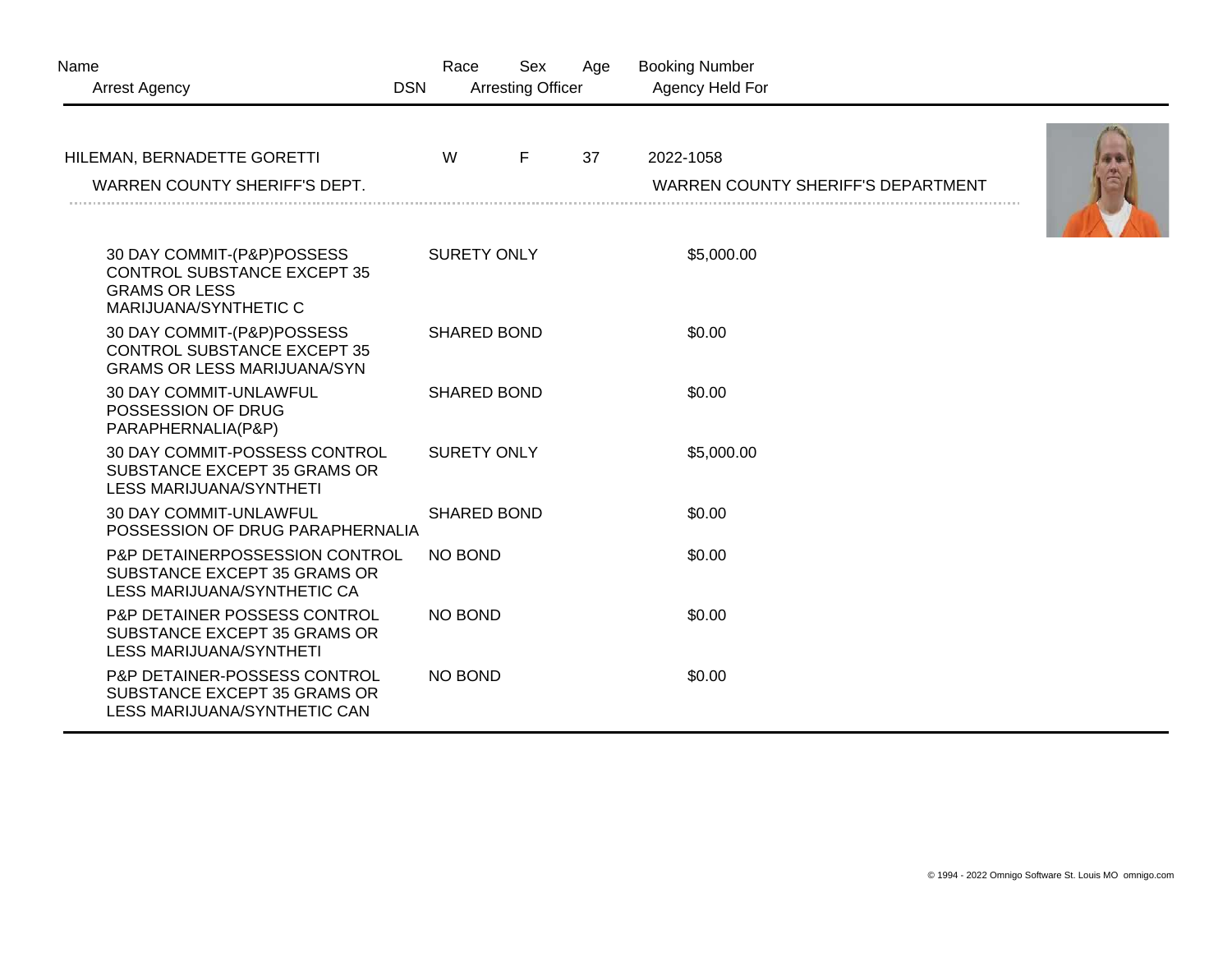| Name | Race | Sex | Age | Booking Number |
| --- | --- | --- | --- | --- |
| Arrest Agency | DSN | Arresting Officer | | Agency Held For |
| HILEMAN, BERNADETTE GORETTI | W | F | 37 | 2022-1058 |
| WARREN COUNTY SHERIFF'S DEPT. | | | | WARREN COUNTY SHERIFF'S DEPARTMENT |

| Charge | Bond Type | Bond Amount |
| --- | --- | --- |
| 30 DAY COMMIT-(P&P)POSSESS CONTROL SUBSTANCE EXCEPT 35 GRAMS OR LESS MARIJUANA/SYNTHETIC C | SURETY ONLY | $5,000.00 |
| 30 DAY COMMIT-(P&P)POSSESS CONTROL SUBSTANCE EXCEPT 35 GRAMS OR LESS MARIJUANA/SYN | SHARED BOND | $0.00 |
| 30 DAY COMMIT-UNLAWFUL POSSESSION OF DRUG PARAPHERNALIA(P&P) | SHARED BOND | $0.00 |
| 30 DAY COMMIT-POSSESS CONTROL SUBSTANCE EXCEPT 35 GRAMS OR LESS MARIJUANA/SYNTHETI | SURETY ONLY | $5,000.00 |
| 30 DAY COMMIT-UNLAWFUL POSSESSION OF DRUG PARAPHERNALIA | SHARED BOND | $0.00 |
| P&P DETAINERPOSSESSION CONTROL SUBSTANCE EXCEPT 35 GRAMS OR LESS MARIJUANA/SYNTHETIC CA | NO BOND | $0.00 |
| P&P DETAINER POSSESS CONTROL SUBSTANCE EXCEPT 35 GRAMS OR LESS MARIJUANA/SYNTHETI | NO BOND | $0.00 |
| P&P DETAINER-POSSESS CONTROL SUBSTANCE EXCEPT 35 GRAMS OR LESS MARIJUANA/SYNTHETIC CAN | NO BOND | $0.00 |

© 1994 - 2022 Omnigo Software St. Louis MO omnigo.com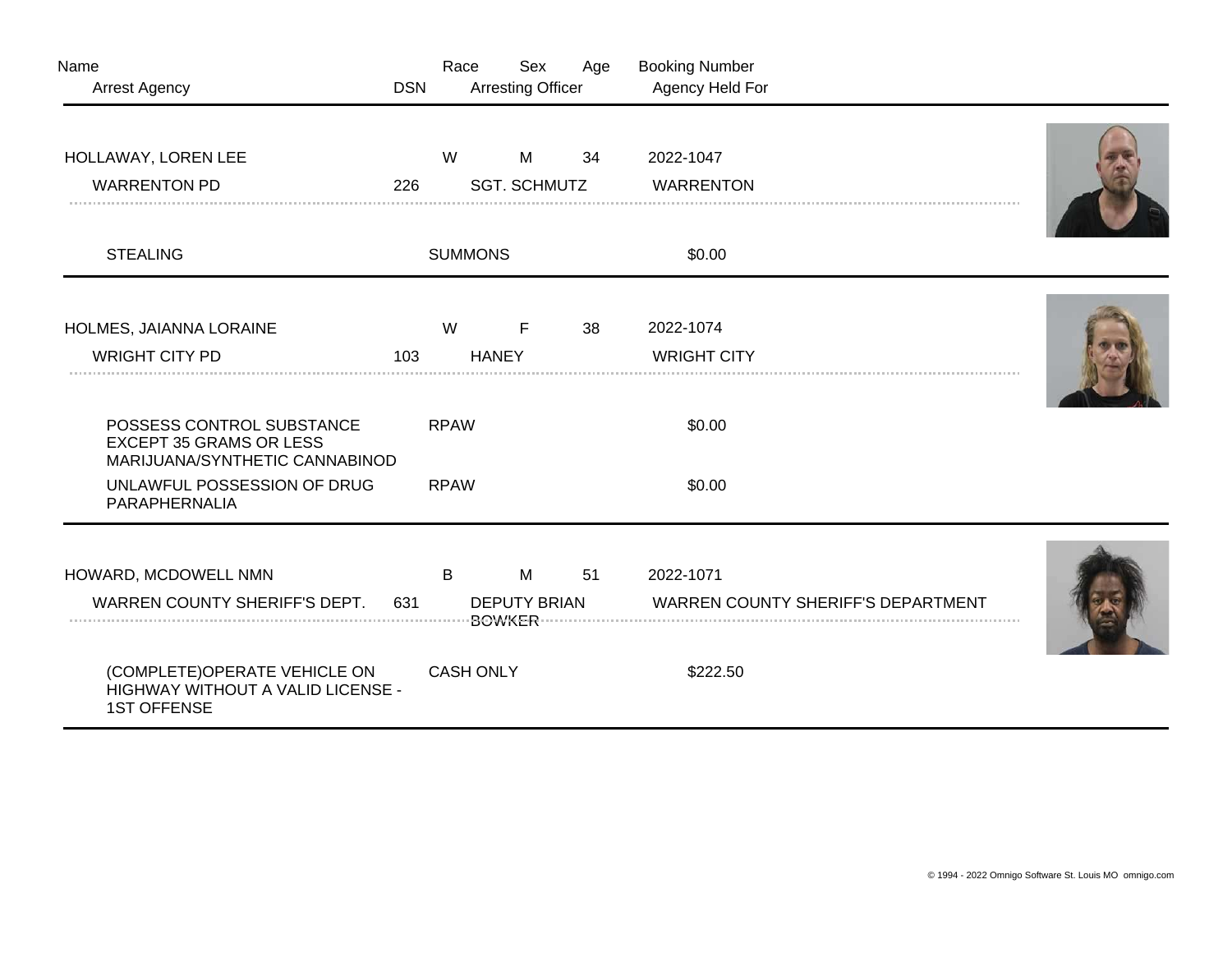| Name | Race | Sex | Age | Booking Number |
|---|---|---|---|---|
| Arrest Agency | DSN | Arresting Officer | | Agency Held For |

| HOLLAWAY, LOREN LEE | W | M | 34 | 2022-1047 |
|---|---|---|---|---|
| WARRENTON PD | 226 | SGT. SCHMUTZ | | WARRENTON |
| STEALING | SUMMONS | | | $0.00 |

| HOLMES, JAIANNA LORAINE | W | F | 38 | 2022-1074 |
|---|---|---|---|---|
| WRIGHT CITY PD | 103 | HANEY | | WRIGHT CITY |
| POSSESS CONTROL SUBSTANCE EXCEPT 35 GRAMS OR LESS MARIJUANA/SYNTHETIC CANNABINOD | RPAW | | | $0.00 |
| UNLAWFUL POSSESSION OF DRUG PARAPHERNALIA | RPAW | | | $0.00 |

| HOWARD, MCDOWELL NMN | B | M | 51 | 2022-1071 |
|---|---|---|---|---|
| WARREN COUNTY SHERIFF'S DEPT. | 631 | DEPUTY BRIAN BOWKER | | WARREN COUNTY SHERIFF'S DEPARTMENT |
| (COMPLETE)OPERATE VEHICLE ON HIGHWAY WITHOUT A VALID LICENSE - 1ST OFFENSE | CASH ONLY | | | $222.50 |

© 1994 - 2022 Omnigo Software St. Louis MO omnigo.com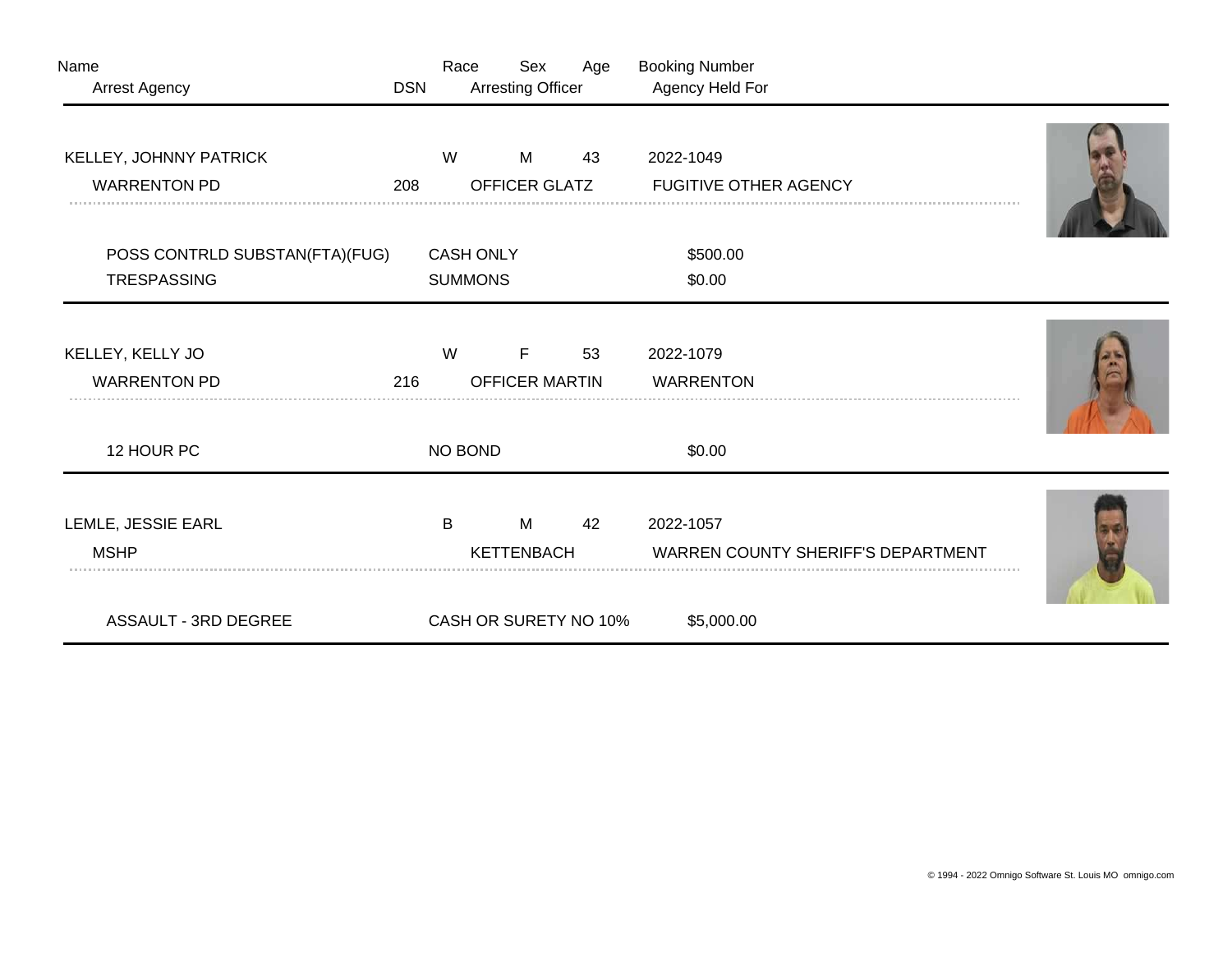| Name | Race | Sex | Age | Booking Number |
| --- | --- | --- | --- | --- |
| Arrest Agency | DSN | Arresting Officer | | Agency Held For |

| Name | Race | Sex | Age | Booking Number |
| --- | --- | --- | --- | --- |
| KELLEY, JOHNNY PATRICK | W | M | 43 | 2022-1049 |

| Arrest Agency | DSN | Arresting Officer | Agency Held For |
| --- | --- | --- | --- |
| WARRENTON PD | 208 | OFFICER GLATZ | FUGITIVE OTHER AGENCY |

| Charge | Bond Type | Bond Amount |
| --- | --- | --- |
| POSS CONTRLD SUBSTAN(FTA)(FUG) | CASH ONLY | $500.00 |
| TRESPASSING | SUMMONS | $0.00 |

| Name | Race | Sex | Age | Booking Number |
| --- | --- | --- | --- | --- |
| KELLEY, KELLY JO | W | F | 53 | 2022-1079 |

| Arrest Agency | DSN | Arresting Officer | Agency Held For |
| --- | --- | --- | --- |
| WARRENTON PD | 216 | OFFICER MARTIN | WARRENTON |

| Charge | Bond Type | Bond Amount |
| --- | --- | --- |
| 12 HOUR PC | NO BOND | $0.00 |

| Name | Race | Sex | Age | Booking Number |
| --- | --- | --- | --- | --- |
| LEMLE, JESSIE EARL | B | M | 42 | 2022-1057 |

| Arrest Agency | DSN | Arresting Officer | Agency Held For |
| --- | --- | --- | --- |
| MSHP | | KETTENBACH | WARREN COUNTY SHERIFF'S DEPARTMENT |

| Charge | Bond Type | Bond Amount |
| --- | --- | --- |
| ASSAULT - 3RD DEGREE | CASH OR SURETY NO 10% | $5,000.00 |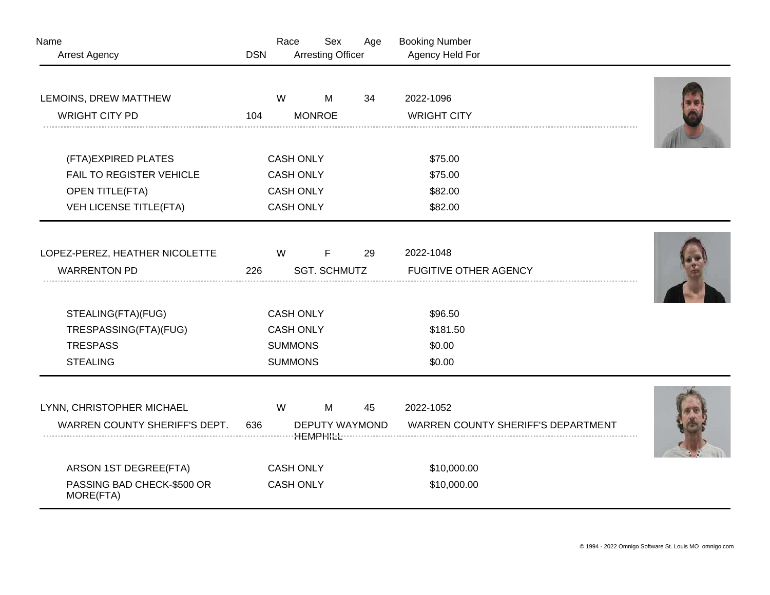| Name | | Race | Sex | Age | Booking Number |
|---|---|---|---|---|---|
| Arrest Agency | DSN | Arresting Officer | | | Agency Held For |

**LEMOINS, DREW MATTHEW** | W | M | 34 | 2022-1096

WRIGHT CITY PD | 104 | MONROE | WRIGHT CITY

| Charge | Bond Type | Amount |
|---|---|---|
| (FTA)EXPIRED PLATES | CASH ONLY | $75.00 |
| FAIL TO REGISTER VEHICLE | CASH ONLY | $75.00 |
| OPEN TITLE(FTA) | CASH ONLY | $82.00 |
| VEH LICENSE TITLE(FTA) | CASH ONLY | $82.00 |

---

**LOPEZ-PEREZ, HEATHER NICOLETTE** | W | F | 29 | 2022-1048

WARRENTON PD | 226 | SGT. SCHMUTZ | FUGITIVE OTHER AGENCY

| Charge | Bond Type | Amount |
|---|---|---|
| STEALING(FTA)(FUG) | CASH ONLY | $96.50 |
| TRESPASSING(FTA)(FUG) | CASH ONLY | $181.50 |
| TRESPASS | SUMMONS | $0.00 |
| STEALING | SUMMONS | $0.00 |

---

**LYNN, CHRISTOPHER MICHAEL** | W | M | 45 | 2022-1052

WARREN COUNTY SHERIFF'S DEPT. | 636 | DEPUTY WAYMOND HEMPHILL | WARREN COUNTY SHERIFF'S DEPARTMENT

| Charge | Bond Type | Amount |
|---|---|---|
| ARSON 1ST DEGREE(FTA) | CASH ONLY | $10,000.00 |
| PASSING BAD CHECK-$500 OR MORE(FTA) | CASH ONLY | $10,000.00 |

© 1994 - 2022 Omnigo Software St. Louis MO omnigo.com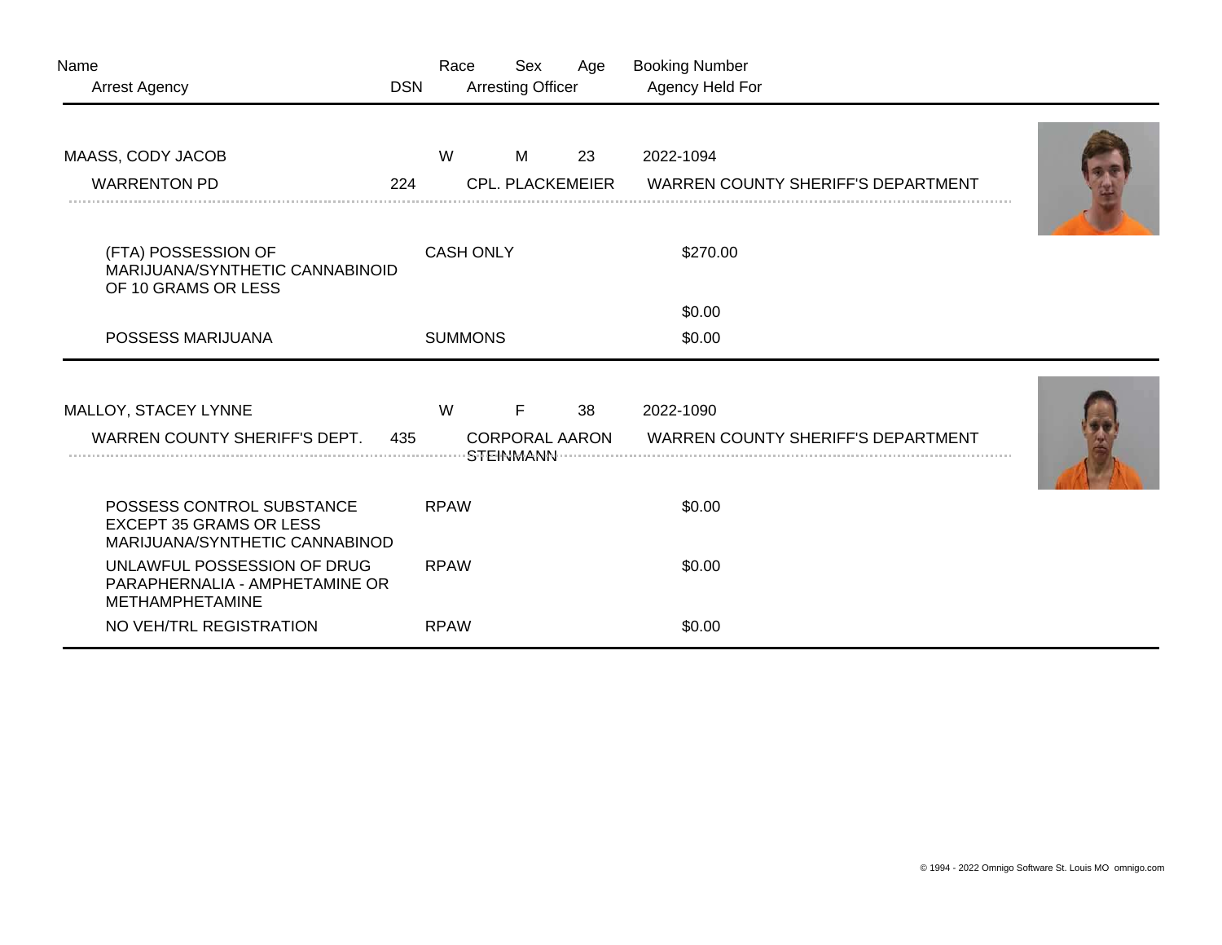| Name | Race | Sex | Age | Booking Number |
|---|---|---|---|---|
| Arrest Agency | DSN | Arresting Officer | | Agency Held For |

| | | | | |
|---|---|---|---|---|
| MAASS, CODY JACOB | W | M | 23 | 2022-1094 |
| WARRENTON PD | 224 | CPL. PLACKEMEIER | | WARREN COUNTY SHERIFF'S DEPARTMENT |

| Charge | Bond Type | Amount |
|---|---|---|
| (FTA) POSSESSION OF MARIJUANA/SYNTHETIC CANNABINOID OF 10 GRAMS OR LESS | CASH ONLY | $270.00 |
| | | $0.00 |
| POSSESS MARIJUANA | SUMMONS | $0.00 |

| | | | | |
|---|---|---|---|---|
| MALLOY, STACEY LYNNE | W | F | 38 | 2022-1090 |
| WARREN COUNTY SHERIFF'S DEPT. | 435 | CORPORAL AARON STEINMANN | | WARREN COUNTY SHERIFF'S DEPARTMENT |

| Charge | Bond Type | Amount |
|---|---|---|
| POSSESS CONTROL SUBSTANCE EXCEPT 35 GRAMS OR LESS MARIJUANA/SYNTHETIC CANNABINOD | RPAW | $0.00 |
| UNLAWFUL POSSESSION OF DRUG PARAPHERNALIA - AMPHETAMINE OR METHAMPHETAMINE | RPAW | $0.00 |
| NO VEH/TRL REGISTRATION | RPAW | $0.00 |

© 1994 - 2022 Omnigo Software St. Louis MO omnigo.com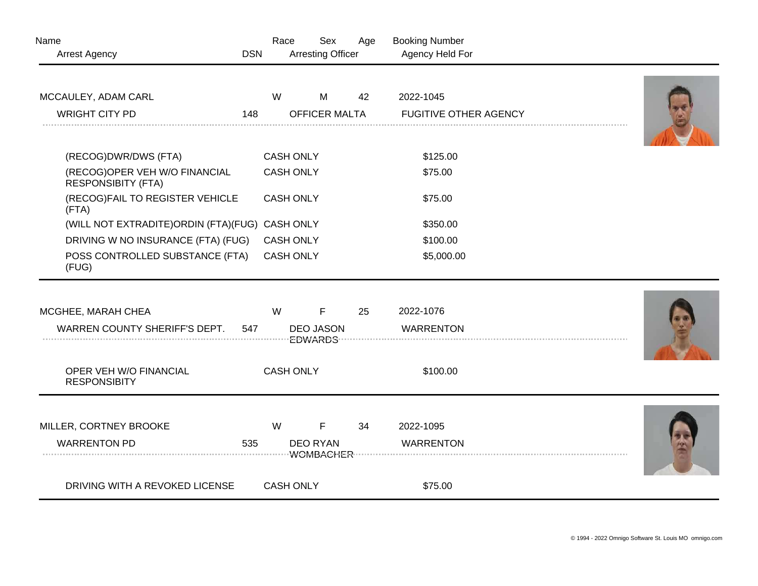| Name | Race | Sex | Age | Booking Number |
|---|---|---|---|---|
| Arrest Agency | DSN | Arresting Officer | | Agency Held For |

| MCCAULEY, ADAM CARL | W | M | 42 | 2022-1045 |
|---|---|---|---|---|
| WRIGHT CITY PD | 148 | OFFICER MALTA | | FUGITIVE OTHER AGENCY |

| Charge | Bond Type | Amount |
|---|---|---|
| (RECOG)DWR/DWS (FTA) | CASH ONLY | $125.00 |
| (RECOG)OPER VEH W/O FINANCIAL RESPONSIBITY (FTA) | CASH ONLY | $75.00 |
| (RECOG)FAIL TO REGISTER VEHICLE (FTA) | CASH ONLY | $75.00 |
| (WILL NOT EXTRADITE)ORDIN (FTA)(FUG) | CASH ONLY | $350.00 |
| DRIVING W NO INSURANCE (FTA) (FUG) | CASH ONLY | $100.00 |
| POSS CONTROLLED SUBSTANCE (FTA) (FUG) | CASH ONLY | $5,000.00 |

| MCGHEE, MARAH CHEA | W | F | 25 | 2022-1076 |
|---|---|---|---|---|
| WARREN COUNTY SHERIFF'S DEPT. | 547 | DEO JASON EDWARDS | | WARRENTON |

| Charge | Bond Type | Amount |
|---|---|---|
| OPER VEH W/O FINANCIAL RESPONSIBITY | CASH ONLY | $100.00 |

| MILLER, CORTNEY BROOKE | W | F | 34 | 2022-1095 |
|---|---|---|---|---|
| WARRENTON PD | 535 | DEO RYAN WOMBACHER | | WARRENTON |

| Charge | Bond Type | Amount |
|---|---|---|
| DRIVING WITH A REVOKED LICENSE | CASH ONLY | $75.00 |

© 1994 - 2022 Omnigo Software St. Louis MO omnigo.com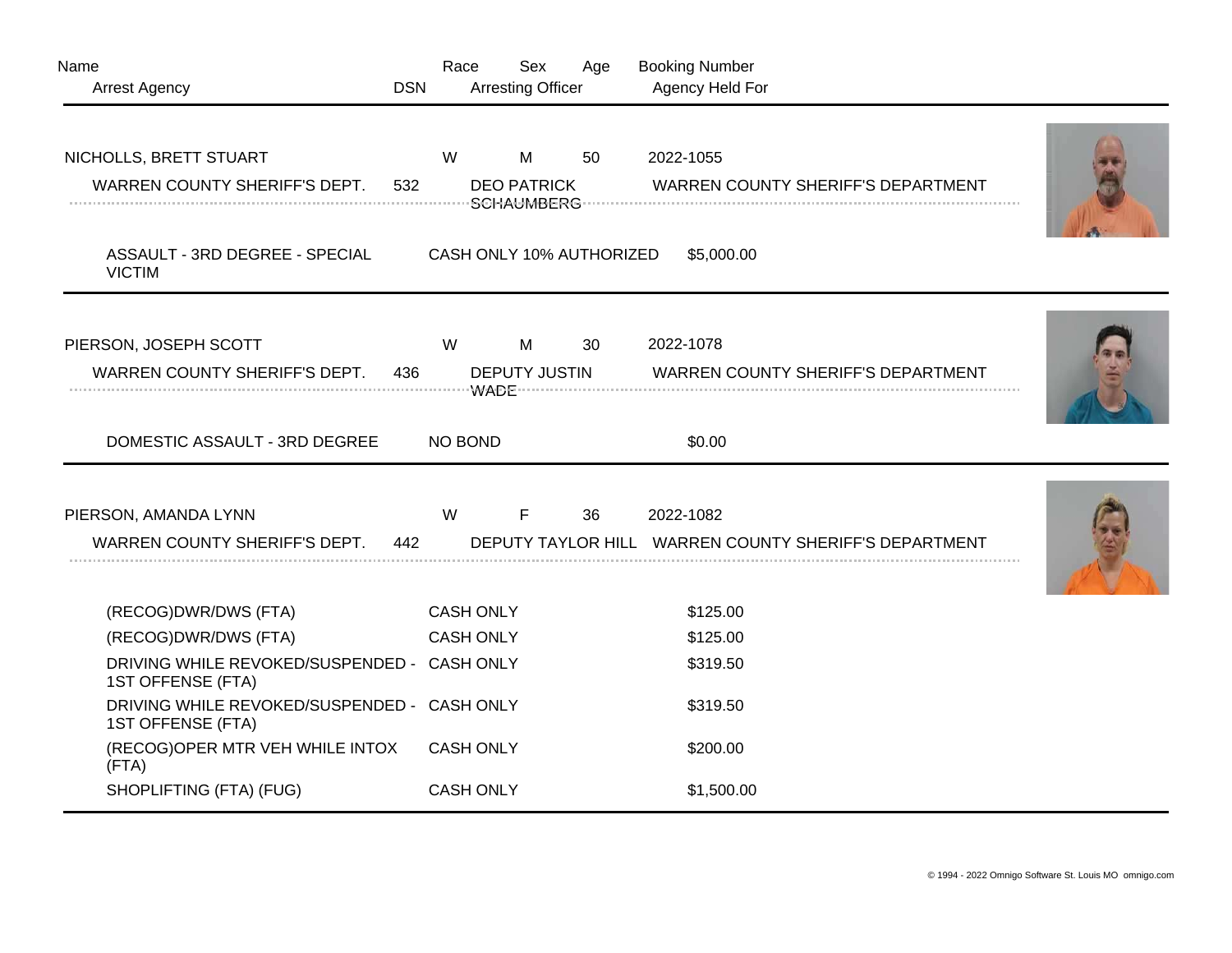| Name | | Race | Sex | Age | Booking Number |
|---|---|---|---|---|---|
| Arrest Agency | DSN | | Arresting Officer | | Agency Held For |

| | | | | | |
|---|---|---|---|---|---|
| NICHOLLS, BRETT STUART | | W | M | 50 | 2022-1055 |
| WARREN COUNTY SHERIFF'S DEPT. | 532 | | DEO PATRICK SCHAUMBERG | | WARREN COUNTY SHERIFF'S DEPARTMENT |

| Charge | Bond Type | Amount |
|---|---|---|
| ASSAULT - 3RD DEGREE - SPECIAL VICTIM | CASH ONLY 10% AUTHORIZED | $5,000.00 |

| | | | | | |
|---|---|---|---|---|---|
| PIERSON, JOSEPH SCOTT | | W | M | 30 | 2022-1078 |
| WARREN COUNTY SHERIFF'S DEPT. | 436 | | DEPUTY JUSTIN WADE | | WARREN COUNTY SHERIFF'S DEPARTMENT |

| Charge | Bond Type | Amount |
|---|---|---|
| DOMESTIC ASSAULT - 3RD DEGREE | NO BOND | $0.00 |

| | | | | | |
|---|---|---|---|---|---|
| PIERSON, AMANDA LYNN | | W | F | 36 | 2022-1082 |
| WARREN COUNTY SHERIFF'S DEPT. | 442 | | DEPUTY TAYLOR HILL | | WARREN COUNTY SHERIFF'S DEPARTMENT |

| Charge | Bond Type | Amount |
|---|---|---|
| (RECOG)DWR/DWS (FTA) | CASH ONLY | $125.00 |
| (RECOG)DWR/DWS (FTA) | CASH ONLY | $125.00 |
| DRIVING WHILE REVOKED/SUSPENDED - 1ST OFFENSE (FTA) | CASH ONLY | $319.50 |
| DRIVING WHILE REVOKED/SUSPENDED - 1ST OFFENSE (FTA) | CASH ONLY | $319.50 |
| (RECOG)OPER MTR VEH WHILE INTOX (FTA) | CASH ONLY | $200.00 |
| SHOPLIFTING (FTA) (FUG) | CASH ONLY | $1,500.00 |

© 1994 - 2022 Omnigo Software St. Louis MO omnigo.com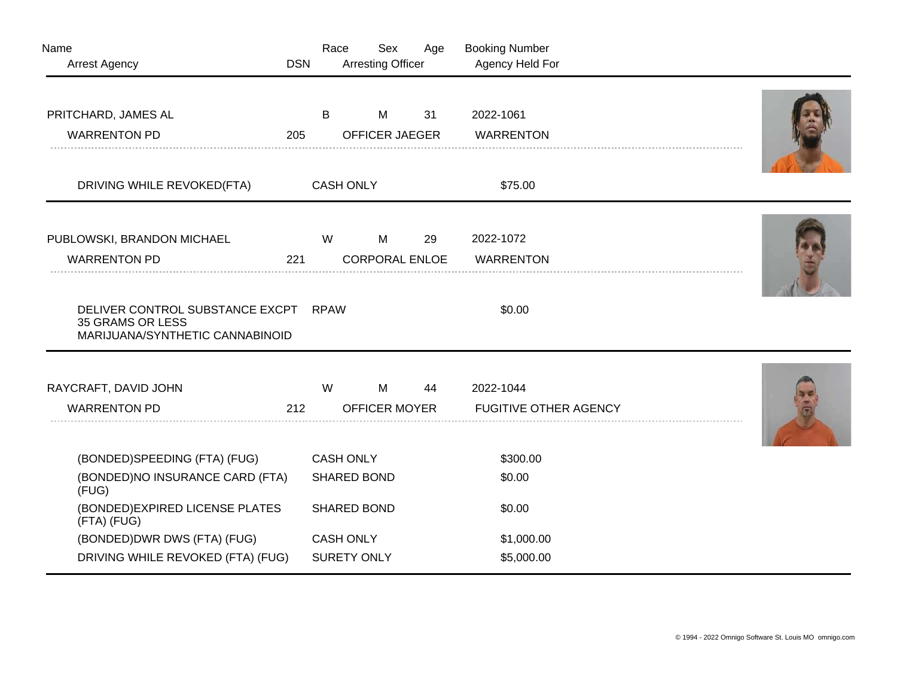| Name | | Race | Sex | Age | Booking Number |
|---|---|---|---|---|---|
| Arrest Agency | DSN | | Arresting Officer | | Agency Held For |

---

| PRITCHARD, JAMES AL | | B | M | 31 | 2022-1061 |
|---|---|---|---|---|---|
| WARRENTON PD | 205 | | OFFICER JAEGER | | WARRENTON |

| Charge | Bond Type | Amount |
|---|---|---|
| DRIVING WHILE REVOKED(FTA) | CASH ONLY | $75.00 |

---

| PUBLOWSKI, BRANDON MICHAEL | | W | M | 29 | 2022-1072 |
|---|---|---|---|---|---|
| WARRENTON PD | 221 | | CORPORAL ENLOE | | WARRENTON |

| Charge | Bond Type | Amount |
|---|---|---|
| DELIVER CONTROL SUBSTANCE EXCPT 35 GRAMS OR LESS MARIJUANA/SYNTHETIC CANNABINOID | RPAW | $0.00 |

---

| RAYCRAFT, DAVID JOHN | | W | M | 44 | 2022-1044 |
|---|---|---|---|---|---|
| WARRENTON PD | 212 | | OFFICER MOYER | | FUGITIVE OTHER AGENCY |

| Charge | Bond Type | Amount |
|---|---|---|
| (BONDED)SPEEDING (FTA) (FUG) | CASH ONLY | $300.00 |
| (BONDED)NO INSURANCE CARD (FTA) (FUG) | SHARED BOND | $0.00 |
| (BONDED)EXPIRED LICENSE PLATES (FTA) (FUG) | SHARED BOND | $0.00 |
| (BONDED)DWR DWS (FTA) (FUG) | CASH ONLY | $1,000.00 |
| DRIVING WHILE REVOKED (FTA) (FUG) | SURETY ONLY | $5,000.00 |

© 1994 - 2022 Omnigo Software St. Louis MO omnigo.com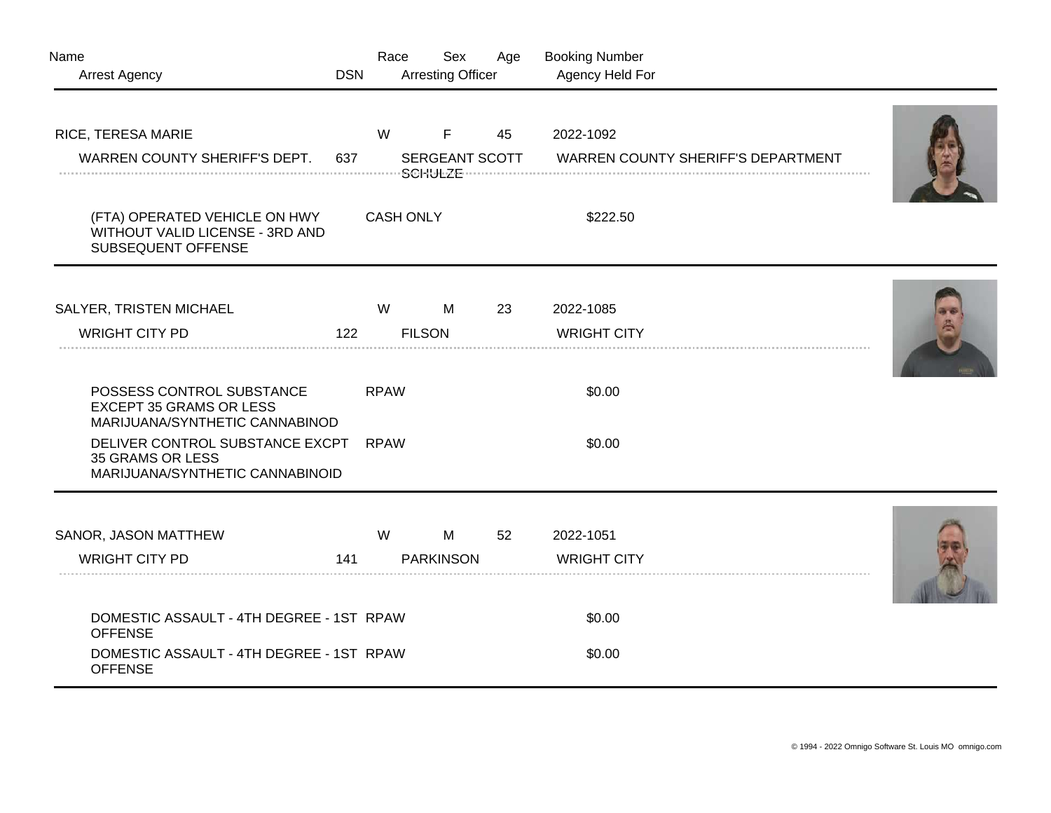| Name | Race | Sex | Age | Booking Number |
|---|---|---|---|---|
| Arrest Agency | DSN | Arresting Officer | | Agency Held For |

| Name | Race | Sex | Age | Booking Number |
|---|---|---|---|---|
| RICE, TERESA MARIE | W | F | 45 | 2022-1092 |
| WARREN COUNTY SHERIFF'S DEPT. | 637 | SERGEANT SCOTT SCHULZE | | WARREN COUNTY SHERIFF'S DEPARTMENT |

| Charge | Bond Type | Amount |
|---|---|---|
| (FTA) OPERATED VEHICLE ON HWY WITHOUT VALID LICENSE - 3RD AND SUBSEQUENT OFFENSE | CASH ONLY | $222.50 |

| Name | Race | Sex | Age | Booking Number |
|---|---|---|---|---|
| SALYER, TRISTEN MICHAEL | W | M | 23 | 2022-1085 |
| WRIGHT CITY PD | 122 | FILSON | | WRIGHT CITY |

| Charge | Bond Type | Amount |
|---|---|---|
| POSSESS CONTROL SUBSTANCE EXCEPT 35 GRAMS OR LESS MARIJUANA/SYNTHETIC CANNABINOD | RPAW | $0.00 |
| DELIVER CONTROL SUBSTANCE EXCPT 35 GRAMS OR LESS MARIJUANA/SYNTHETIC CANNABINOID | RPAW | $0.00 |

| Name | Race | Sex | Age | Booking Number |
|---|---|---|---|---|
| SANOR, JASON MATTHEW | W | M | 52 | 2022-1051 |
| WRIGHT CITY PD | 141 | PARKINSON | | WRIGHT CITY |

| Charge | Bond Type | Amount |
|---|---|---|
| DOMESTIC ASSAULT - 4TH DEGREE - 1ST OFFENSE | RPAW | $0.00 |
| DOMESTIC ASSAULT - 4TH DEGREE - 1ST OFFENSE | RPAW | $0.00 |

© 1994 - 2022 Omnigo Software St. Louis MO omnigo.com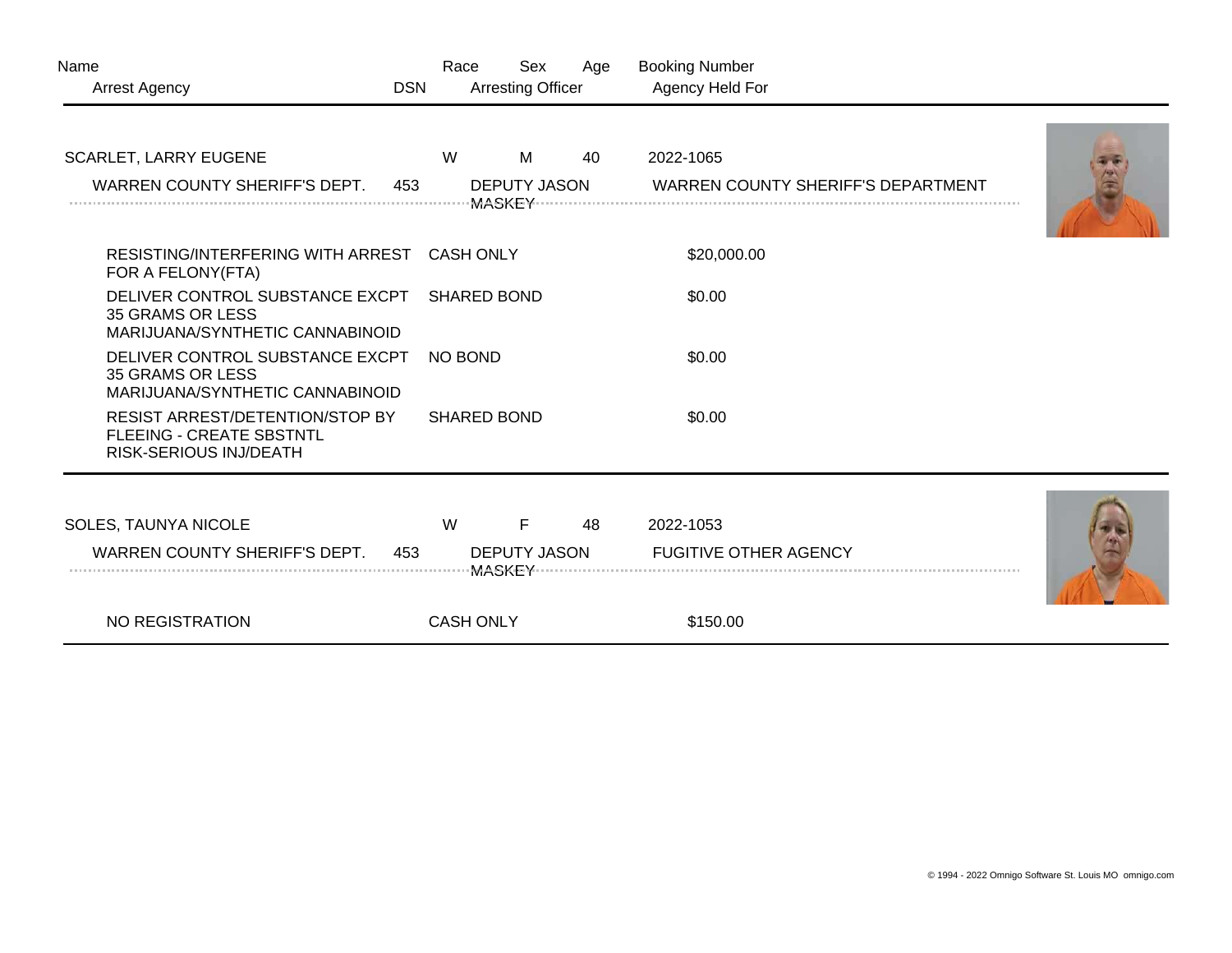| Name | Race | Sex | Age | Booking Number |
|---|---|---|---|---|
| Arrest Agency | DSN | Arresting Officer | | Agency Held For |

| Name | Race | Sex | Age | Booking Number |
|---|---|---|---|---|
| SCARLET, LARRY EUGENE | W | M | 40 | 2022-1065 |

| Arrest Agency | DSN | Arresting Officer | Agency Held For |
|---|---|---|---|
| WARREN COUNTY SHERIFF'S DEPT. | 453 | DEPUTY JASON MASKEY | WARREN COUNTY SHERIFF'S DEPARTMENT |

| Charge | Bond Type | Bond Amount |
|---|---|---|
| RESISTING/INTERFERING WITH ARREST FOR A FELONY(FTA) | CASH ONLY | $20,000.00 |
| DELIVER CONTROL SUBSTANCE EXCPT 35 GRAMS OR LESS MARIJUANA/SYNTHETIC CANNABINOID | SHARED BOND | $0.00 |
| DELIVER CONTROL SUBSTANCE EXCPT 35 GRAMS OR LESS MARIJUANA/SYNTHETIC CANNABINOID | NO BOND | $0.00 |
| RESIST ARREST/DETENTION/STOP BY FLEEING - CREATE SBSTNTL RISK-SERIOUS INJ/DEATH | SHARED BOND | $0.00 |

| Name | Race | Sex | Age | Booking Number |
|---|---|---|---|---|
| SOLES, TAUNYA NICOLE | W | F | 48 | 2022-1053 |

| Arrest Agency | DSN | Arresting Officer | Agency Held For |
|---|---|---|---|
| WARREN COUNTY SHERIFF'S DEPT. | 453 | DEPUTY JASON MASKEY | FUGITIVE OTHER AGENCY |

| Charge | Bond Type | Bond Amount |
|---|---|---|
| NO REGISTRATION | CASH ONLY | $150.00 |

© 1994 - 2022 Omnigo Software St. Louis MO omnigo.com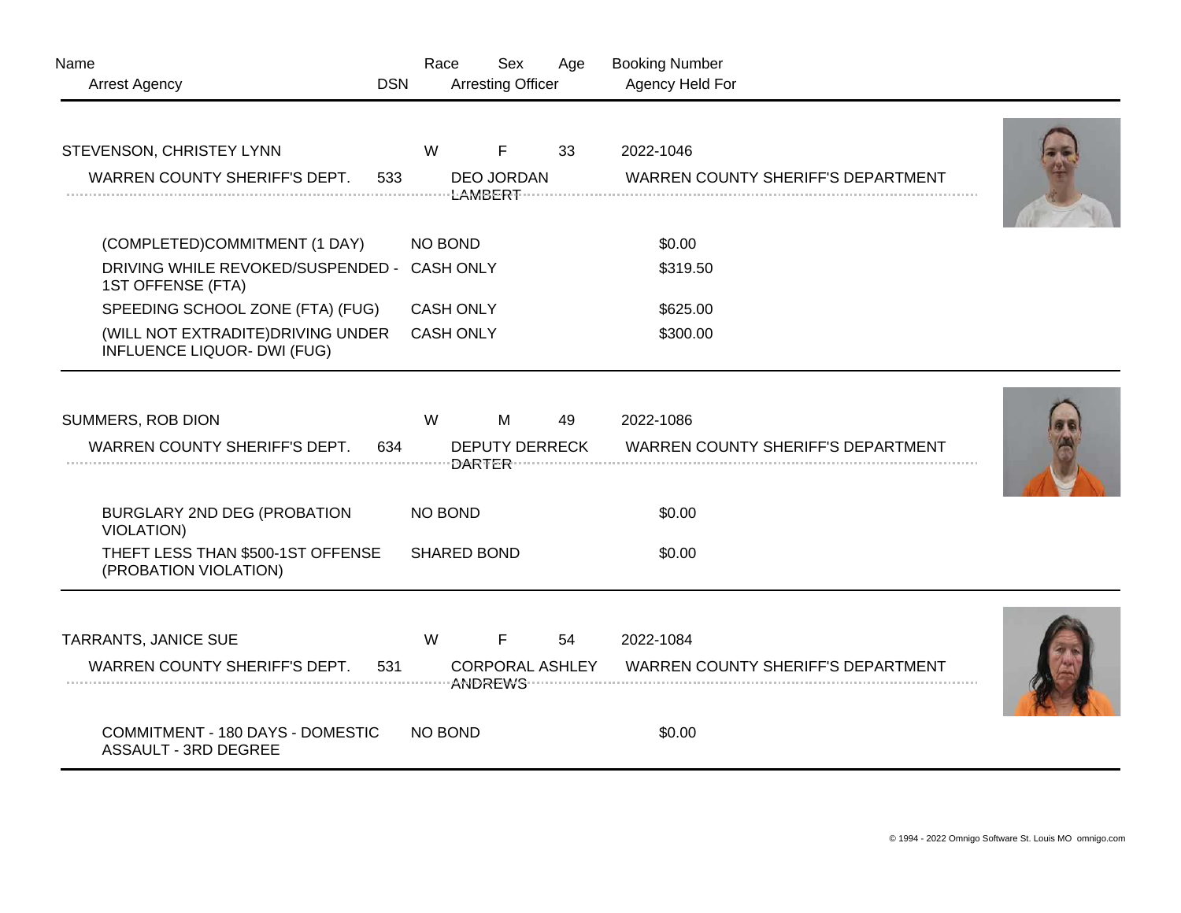| Name | | Race | Sex | Age | Booking Number |
|---|---|---|---|---|---|
| Arrest Agency | DSN | | Arresting Officer | | Agency Held For |

**STEVENSON, CHRISTEY LYNN** | W | F | 33 | 2022-1046

WARREN COUNTY SHERIFF'S DEPT. | 533 | DEO JORDAN LAMBERT | WARREN COUNTY SHERIFF'S DEPARTMENT

| Charge | Bond Type | Amount |
|---|---|---|
| (COMPLETED)COMMITMENT (1 DAY) | NO BOND | $0.00 |
| DRIVING WHILE REVOKED/SUSPENDED - 1ST OFFENSE (FTA) | CASH ONLY | $319.50 |
| SPEEDING SCHOOL ZONE (FTA) (FUG) | CASH ONLY | $625.00 |
| (WILL NOT EXTRADITE)DRIVING UNDER INFLUENCE LIQUOR- DWI (FUG) | CASH ONLY | $300.00 |

---

**SUMMERS, ROB DION** | W | M | 49 | 2022-1086

WARREN COUNTY SHERIFF'S DEPT. | 634 | DEPUTY DERRECK DARTER | WARREN COUNTY SHERIFF'S DEPARTMENT

| Charge | Bond Type | Amount |
|---|---|---|
| BURGLARY 2ND DEG (PROBATION VIOLATION) | NO BOND | $0.00 |
| THEFT LESS THAN $500-1ST OFFENSE (PROBATION VIOLATION) | SHARED BOND | $0.00 |

---

**TARRANTS, JANICE SUE** | W | F | 54 | 2022-1084

WARREN COUNTY SHERIFF'S DEPT. | 531 | CORPORAL ASHLEY ANDREWS | WARREN COUNTY SHERIFF'S DEPARTMENT

| Charge | Bond Type | Amount |
|---|---|---|
| COMMITMENT - 180 DAYS - DOMESTIC ASSAULT - 3RD DEGREE | NO BOND | $0.00 |

© 1994 - 2022 Omnigo Software St. Louis MO omnigo.com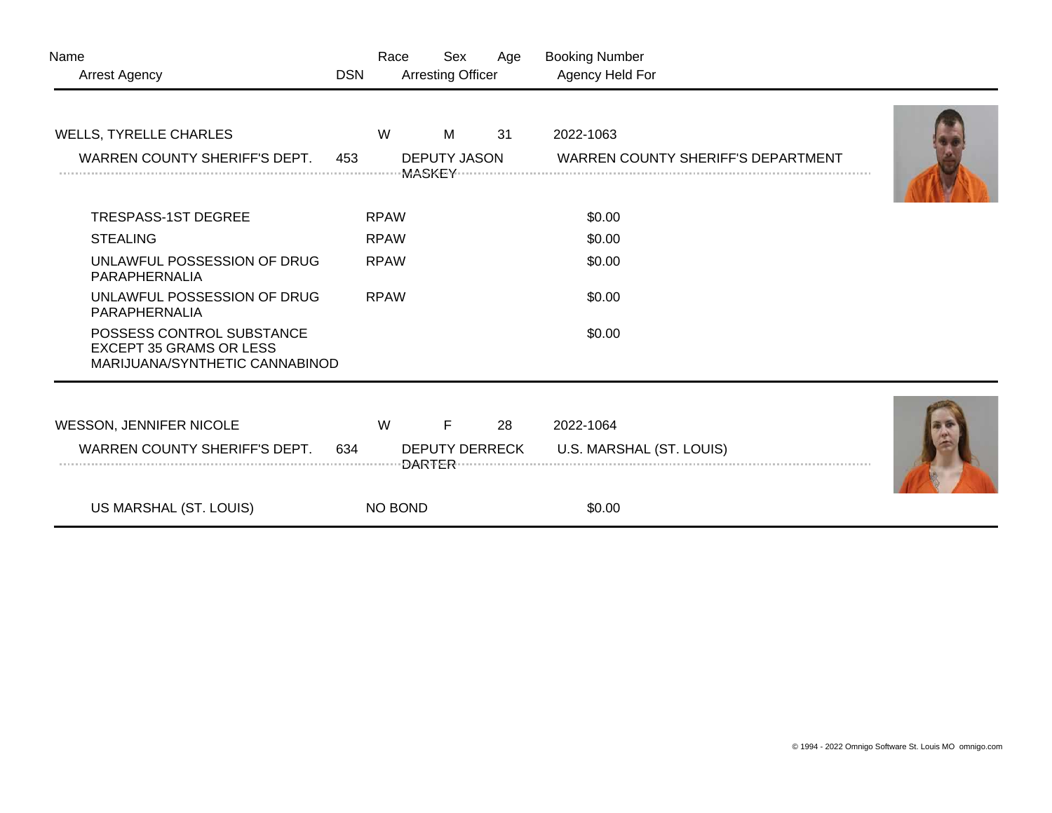| Name | Race | Sex | Age | Booking Number |
|---|---|---|---|---|
| Arrest Agency | DSN | Arresting Officer | | Agency Held For |

| WELLS, TYRELLE CHARLES | W | M | 31 | 2022-1063 |
|---|---|---|---|---|
| WARREN COUNTY SHERIFF'S DEPT. | 453 | DEPUTY JASON MASKEY | | WARREN COUNTY SHERIFF'S DEPARTMENT |

| Charge | Bond Type | Bond Amount |
|---|---|---|
| TRESPASS-1ST DEGREE | RPAW | $0.00 |
| STEALING | RPAW | $0.00 |
| UNLAWFUL POSSESSION OF DRUG PARAPHERNALIA | RPAW | $0.00 |
| UNLAWFUL POSSESSION OF DRUG PARAPHERNALIA | RPAW | $0.00 |
| POSSESS CONTROL SUBSTANCE EXCEPT 35 GRAMS OR LESS MARIJUANA/SYNTHETIC CANNABINOD | | $0.00 |

| WESSON, JENNIFER NICOLE | W | F | 28 | 2022-1064 |
|---|---|---|---|---|
| WARREN COUNTY SHERIFF'S DEPT. | 634 | DEPUTY DERRECK DARTER | | U.S. MARSHAL (ST. LOUIS) |

| Charge | Bond Type | Bond Amount |
|---|---|---|
| US MARSHAL (ST. LOUIS) | NO BOND | $0.00 |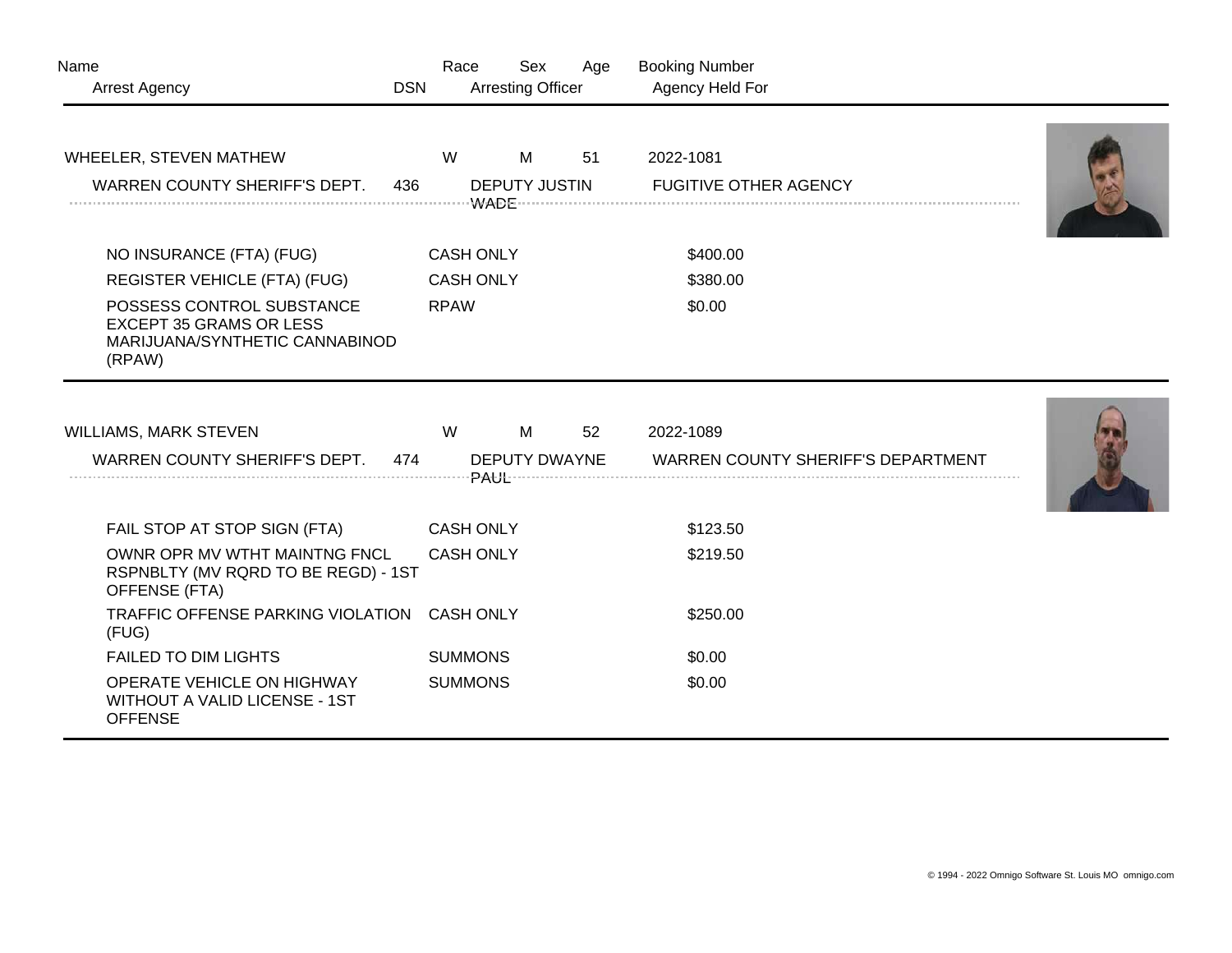| Name | Race | Sex | Age | Booking Number |
|---|---|---|---|---|
| Arrest Agency / DSN | Arresting Officer | | | Agency Held For |

**WHEELER, STEVEN MATHEW** — W — M — 51 — 2022-1081

WARREN COUNTY SHERIFF'S DEPT. — 436 — DEPUTY JUSTIN WADE — FUGITIVE OTHER AGENCY

| | | |
|---|---|---|
| NO INSURANCE (FTA) (FUG) | CASH ONLY | $400.00 |
| REGISTER VEHICLE (FTA) (FUG) | CASH ONLY | $380.00 |
| POSSESS CONTROL SUBSTANCE EXCEPT 35 GRAMS OR LESS MARIJUANA/SYNTHETIC CANNABINOD (RPAW) | RPAW | $0.00 |

**WILLIAMS, MARK STEVEN** — W — M — 52 — 2022-1089

WARREN COUNTY SHERIFF'S DEPT. — 474 — DEPUTY DWAYNE PAUL — WARREN COUNTY SHERIFF'S DEPARTMENT

| | | |
|---|---|---|
| FAIL STOP AT STOP SIGN (FTA) | CASH ONLY | $123.50 |
| OWNR OPR MV WTHT MAINTNG FNCL RSPNBLTY (MV RQRD TO BE REGD) - 1ST OFFENSE (FTA) | CASH ONLY | $219.50 |
| TRAFFIC OFFENSE PARKING VIOLATION (FUG) | CASH ONLY | $250.00 |
| FAILED TO DIM LIGHTS | SUMMONS | $0.00 |
| OPERATE VEHICLE ON HIGHWAY WITHOUT A VALID LICENSE - 1ST OFFENSE | SUMMONS | $0.00 |

© 1994 - 2022 Omnigo Software St. Louis MO omnigo.com